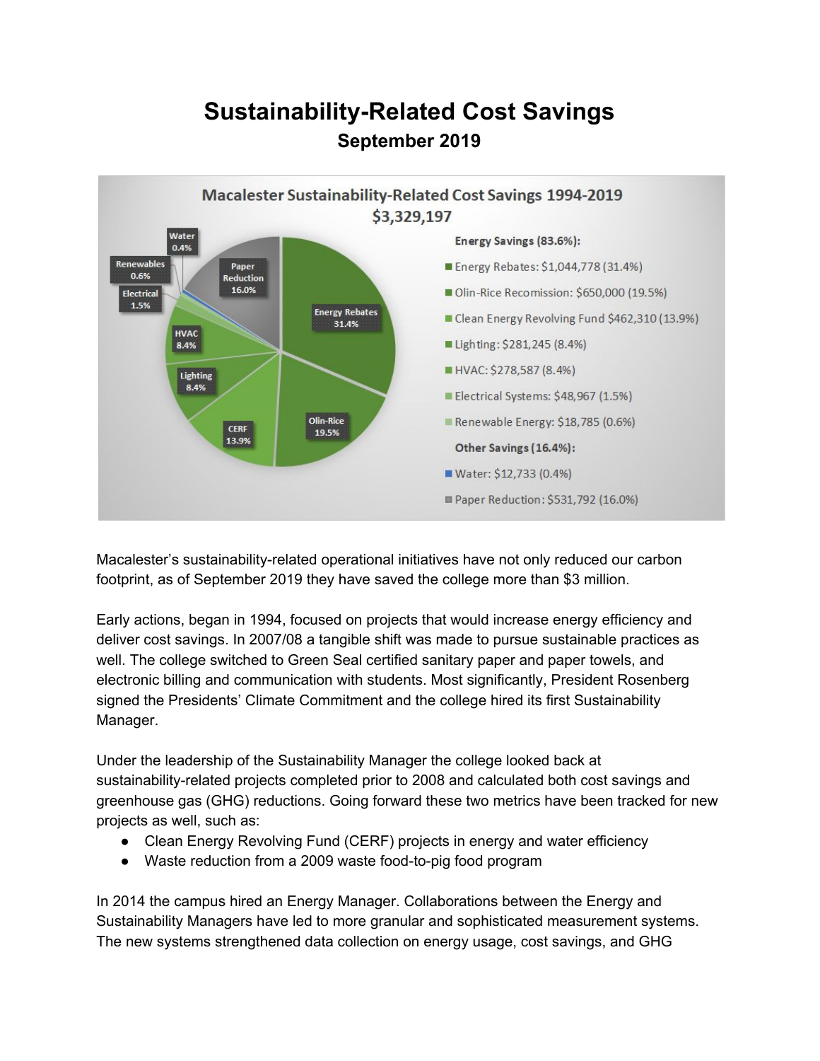# Sustainability-Related Cost Savings

## September 2019

**Macalester Sustainability-Related Cost Savings 1994-2019**
**$3,329,197**

**Energy Savings (83.6%):**

- Energy Rebates: $1,044,778 (31.4%)
- Olin-Rice Recomission: $650,000 (19.5%)
- Clean Energy Revolving Fund $462,310 (13.9%)
- Lighting: $281,245 (8.4%)
- HVAC: $278,587 (8.4%)
- Electrical Systems: $48,967 (1.5%)
- Renewable Energy: $18,785 (0.6%)

**Other Savings (16.4%):**

- Water: $12,733 (0.4%)
- Paper Reduction: $531,792 (16.0%)

Macalester's sustainability-related operational initiatives have not only reduced our carbon footprint, as of September 2019 they have saved the college more than $3 million.

Early actions, began in 1994, focused on projects that would increase energy efficiency and deliver cost savings. In 2007/08 a tangible shift was made to pursue sustainable practices as well. The college switched to Green Seal certified sanitary paper and paper towels, and electronic billing and communication with students. Most significantly, President Rosenberg signed the Presidents' Climate Commitment and the college hired its first Sustainability Manager.

Under the leadership of the Sustainability Manager the college looked back at sustainability-related projects completed prior to 2008 and calculated both cost savings and greenhouse gas (GHG) reductions. Going forward these two metrics have been tracked for new projects as well, such as:

- Clean Energy Revolving Fund (CERF) projects in energy and water efficiency
- Waste reduction from a 2009 waste food-to-pig food program

In 2014 the campus hired an Energy Manager. Collaborations between the Energy and Sustainability Managers have led to more granular and sophisticated measurement systems. The new systems strengthened data collection on energy usage, cost savings, and GHG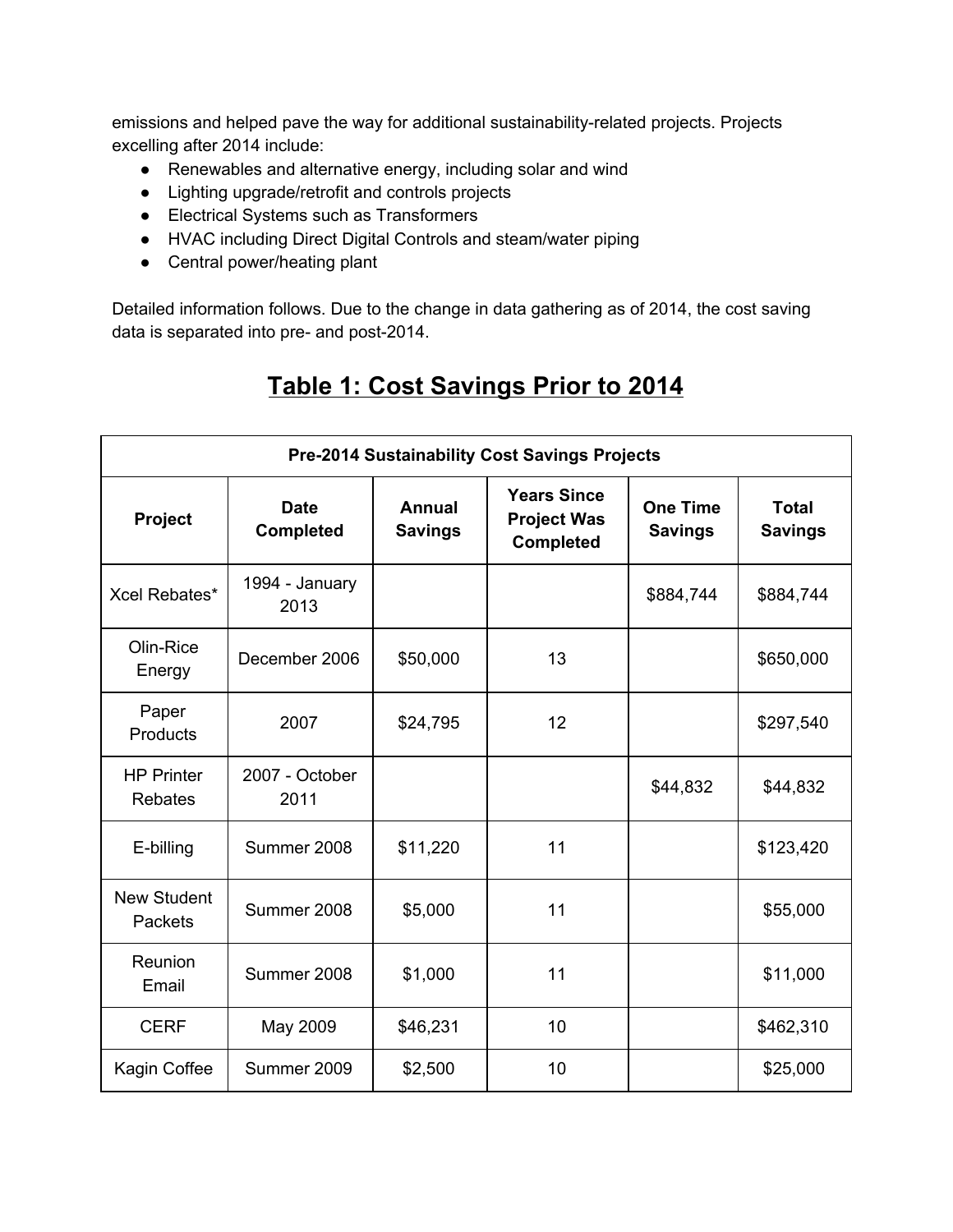emissions and helped pave the way for additional sustainability-related projects. Projects excelling after 2014 include:

- Renewables and alternative energy, including solar and wind
- Lighting upgrade/retrofit and controls projects
- Electrical Systems such as Transformers
- HVAC including Direct Digital Controls and steam/water piping
- Central power/heating plant

Detailed information follows. Due to the change in data gathering as of 2014, the cost saving data is separated into pre- and post-2014.

## Table 1: Cost Savings Prior to 2014

| Pre-2014 Sustainability Cost Savings Projects | | | | | |
|---|---|---|---|---|---|
| **Project** | **Date Completed** | **Annual Savings** | **Years Since Project Was Completed** | **One Time Savings** | **Total Savings** |
| Xcel Rebates* | 1994 - January 2013 | | | $884,744 | $884,744 |
| Olin-Rice Energy | December 2006 | $50,000 | 13 | | $650,000 |
| Paper Products | 2007 | $24,795 | 12 | | $297,540 |
| HP Printer Rebates | 2007 - October 2011 | | | $44,832 | $44,832 |
| E-billing | Summer 2008 | $11,220 | 11 | | $123,420 |
| New Student Packets | Summer 2008 | $5,000 | 11 | | $55,000 |
| Reunion Email | Summer 2008 | $1,000 | 11 | | $11,000 |
| CERF | May 2009 | $46,231 | 10 | | $462,310 |
| Kagin Coffee | Summer 2009 | $2,500 | 10 | | $25,000 |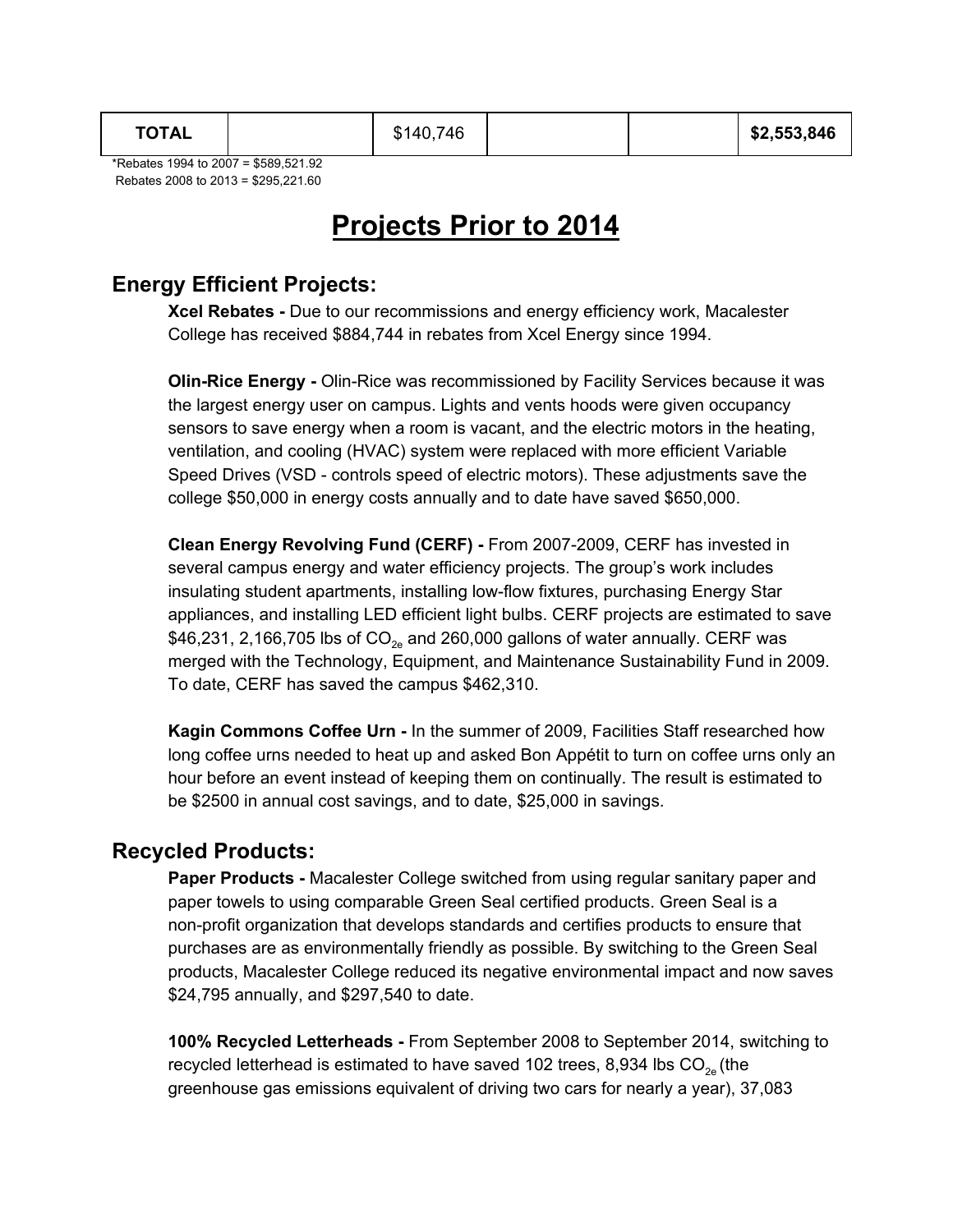| TOTAL | | $140,746 | | | $2,553,846 |
|---|---|---|---|---|---|

*Rebates 1994 to 2007 = $589,521.92
Rebates 2008 to 2013 = $295,221.60

# Projects Prior to 2014

## Energy Efficient Projects:

**Xcel Rebates -** Due to our recommissions and energy efficiency work, Macalester College has received $884,744 in rebates from Xcel Energy since 1994.

**Olin-Rice Energy -** Olin-Rice was recommissioned by Facility Services because it was the largest energy user on campus. Lights and vents hoods were given occupancy sensors to save energy when a room is vacant, and the electric motors in the heating, ventilation, and cooling (HVAC) system were replaced with more efficient Variable Speed Drives (VSD - controls speed of electric motors). These adjustments save the college $50,000 in energy costs annually and to date have saved $650,000.

**Clean Energy Revolving Fund (CERF) -** From 2007-2009, CERF has invested in several campus energy and water efficiency projects. The group's work includes insulating student apartments, installing low-flow fixtures, purchasing Energy Star appliances, and installing LED efficient light bulbs. CERF projects are estimated to save $46,231, 2,166,705 lbs of $CO_{2e}$ and 260,000 gallons of water annually. CERF was merged with the Technology, Equipment, and Maintenance Sustainability Fund in 2009. To date, CERF has saved the campus $462,310.

**Kagin Commons Coffee Urn -** In the summer of 2009, Facilities Staff researched how long coffee urns needed to heat up and asked Bon Appétit to turn on coffee urns only an hour before an event instead of keeping them on continually. The result is estimated to be $2500 in annual cost savings, and to date, $25,000 in savings.

## Recycled Products:

**Paper Products -** Macalester College switched from using regular sanitary paper and paper towels to using comparable Green Seal certified products. Green Seal is a non-profit organization that develops standards and certifies products to ensure that purchases are as environmentally friendly as possible. By switching to the Green Seal products, Macalester College reduced its negative environmental impact and now saves $24,795 annually, and $297,540 to date.

**100% Recycled Letterheads -** From September 2008 to September 2014, switching to recycled letterhead is estimated to have saved 102 trees, 8,934 lbs $CO_{2e}$ (the greenhouse gas emissions equivalent of driving two cars for nearly a year), 37,083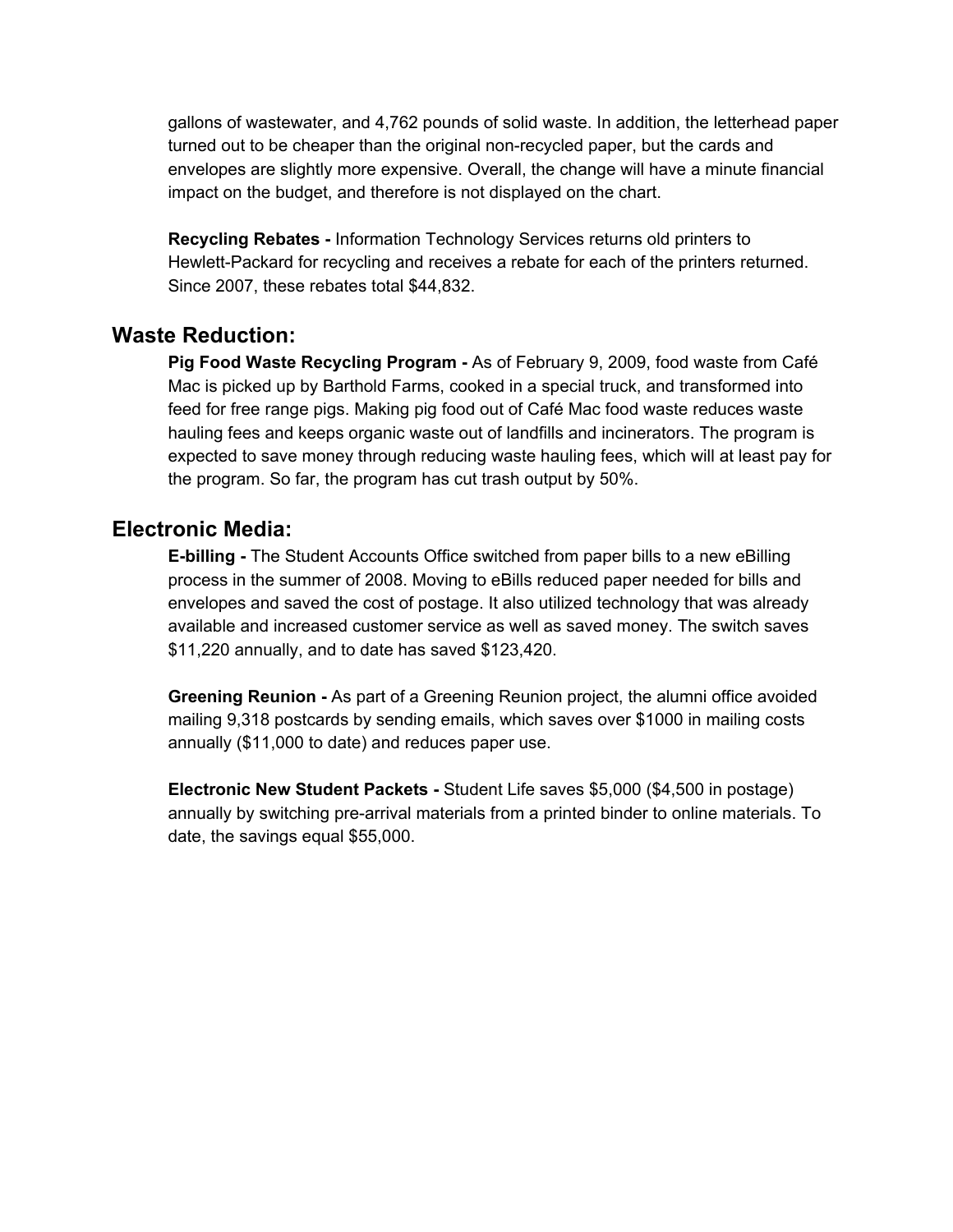gallons of wastewater, and 4,762 pounds of solid waste. In addition, the letterhead paper turned out to be cheaper than the original non-recycled paper, but the cards and envelopes are slightly more expensive. Overall, the change will have a minute financial impact on the budget, and therefore is not displayed on the chart.

**Recycling Rebates -** Information Technology Services returns old printers to Hewlett-Packard for recycling and receives a rebate for each of the printers returned. Since 2007, these rebates total $44,832.

## Waste Reduction:

**Pig Food Waste Recycling Program -** As of February 9, 2009, food waste from Café Mac is picked up by Barthold Farms, cooked in a special truck, and transformed into feed for free range pigs. Making pig food out of Café Mac food waste reduces waste hauling fees and keeps organic waste out of landfills and incinerators. The program is expected to save money through reducing waste hauling fees, which will at least pay for the program. So far, the program has cut trash output by 50%.

## Electronic Media:

**E-billing -** The Student Accounts Office switched from paper bills to a new eBilling process in the summer of 2008. Moving to eBills reduced paper needed for bills and envelopes and saved the cost of postage. It also utilized technology that was already available and increased customer service as well as saved money. The switch saves $11,220 annually, and to date has saved $123,420.

**Greening Reunion -** As part of a Greening Reunion project, the alumni office avoided mailing 9,318 postcards by sending emails, which saves over $1000 in mailing costs annually ($11,000 to date) and reduces paper use.

**Electronic New Student Packets -** Student Life saves $5,000 ($4,500 in postage) annually by switching pre-arrival materials from a printed binder to online materials. To date, the savings equal $55,000.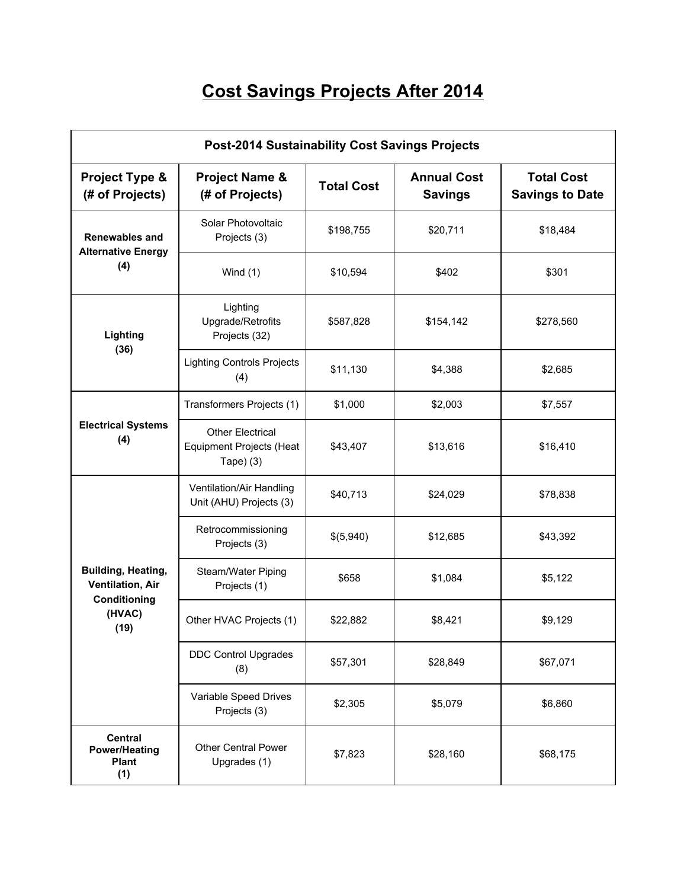# Cost Savings Projects After 2014

| Post-2014 Sustainability Cost Savings Projects | | | | |
|---|---|---|---|---|
| **Project Type & (# of Projects)** | **Project Name & (# of Projects)** | **Total Cost** | **Annual Cost Savings** | **Total Cost Savings to Date** |
| **Renewables and Alternative Energy (4)** | Solar Photovoltaic Projects (3) | $198,755 | $20,711 | $18,484 |
| | Wind (1) | $10,594 | $402 | $301 |
| **Lighting (36)** | Lighting Upgrade/Retrofits Projects (32) | $587,828 | $154,142 | $278,560 |
| | Lighting Controls Projects (4) | $11,130 | $4,388 | $2,685 |
| **Electrical Systems (4)** | Transformers Projects (1) | $1,000 | $2,003 | $7,557 |
| | Other Electrical Equipment Projects (Heat Tape) (3) | $43,407 | $13,616 | $16,410 |
| **Building, Heating, Ventilation, Air Conditioning (HVAC) (19)** | Ventilation/Air Handling Unit (AHU) Projects (3) | $40,713 | $24,029 | $78,838 |
| | Retrocommissioning Projects (3) | $(5,940) | $12,685 | $43,392 |
| | Steam/Water Piping Projects (1) | $658 | $1,084 | $5,122 |
| | Other HVAC Projects (1) | $22,882 | $8,421 | $9,129 |
| | DDC Control Upgrades (8) | $57,301 | $28,849 | $67,071 |
| | Variable Speed Drives Projects (3) | $2,305 | $5,079 | $6,860 |
| **Central Power/Heating Plant (1)** | Other Central Power Upgrades (1) | $7,823 | $28,160 | $68,175 |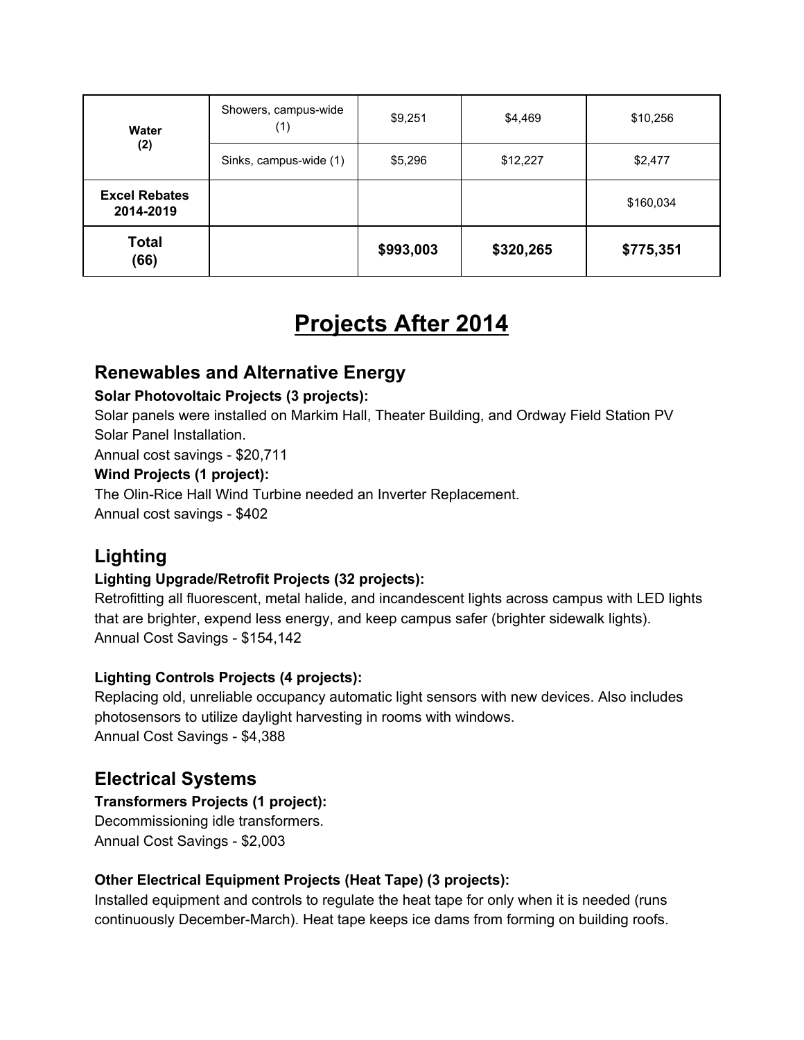| | | | | |
|---|---|---|---|---|
| **Water (2)** | Showers, campus-wide (1) | $9,251 | $4,469 | $10,256 |
| | Sinks, campus-wide (1) | $5,296 | $12,227 | $2,477 |
| **Excel Rebates 2014-2019** | | | | $160,034 |
| **Total (66)** | | **$993,003** | **$320,265** | **$775,351** |

# Projects After 2014

## Renewables and Alternative Energy

**Solar Photovoltaic Projects (3 projects):**

Solar panels were installed on Markim Hall, Theater Building, and Ordway Field Station PV Solar Panel Installation.

Annual cost savings - $20,711

**Wind Projects (1 project):**

The Olin-Rice Hall Wind Turbine needed an Inverter Replacement.

Annual cost savings - $402

## Lighting

**Lighting Upgrade/Retrofit Projects (32 projects):**

Retrofitting all fluorescent, metal halide, and incandescent lights across campus with LED lights that are brighter, expend less energy, and keep campus safer (brighter sidewalk lights).

Annual Cost Savings - $154,142

**Lighting Controls Projects (4 projects):**

Replacing old, unreliable occupancy automatic light sensors with new devices. Also includes photosensors to utilize daylight harvesting in rooms with windows.

Annual Cost Savings - $4,388

## Electrical Systems

**Transformers Projects (1 project):**

Decommissioning idle transformers.

Annual Cost Savings - $2,003

**Other Electrical Equipment Projects (Heat Tape) (3 projects):**

Installed equipment and controls to regulate the heat tape for only when it is needed (runs continuously December-March). Heat tape keeps ice dams from forming on building roofs.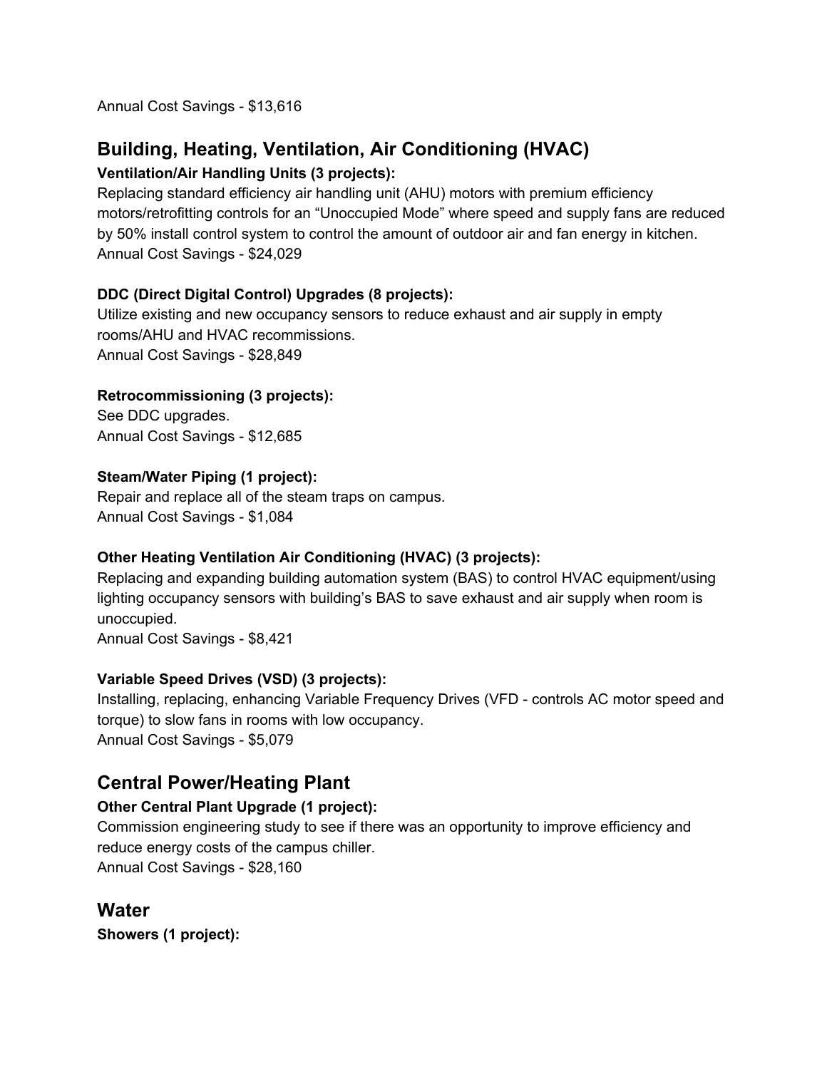Annual Cost Savings - $13,616

## Building, Heating, Ventilation, Air Conditioning (HVAC)

**Ventilation/Air Handling Units (3 projects):**
Replacing standard efficiency air handling unit (AHU) motors with premium efficiency motors/retrofitting controls for an "Unoccupied Mode" where speed and supply fans are reduced by 50% install control system to control the amount of outdoor air and fan energy in kitchen.
Annual Cost Savings - $24,029

**DDC (Direct Digital Control) Upgrades (8 projects):**
Utilize existing and new occupancy sensors to reduce exhaust and air supply in empty rooms/AHU and HVAC recommissions.
Annual Cost Savings - $28,849

**Retrocommissioning (3 projects):**
See DDC upgrades.
Annual Cost Savings - $12,685

**Steam/Water Piping (1 project):**
Repair and replace all of the steam traps on campus.
Annual Cost Savings - $1,084

**Other Heating Ventilation Air Conditioning (HVAC) (3 projects):**
Replacing and expanding building automation system (BAS) to control HVAC equipment/using lighting occupancy sensors with building's BAS to save exhaust and air supply when room is unoccupied.
Annual Cost Savings - $8,421

**Variable Speed Drives (VSD) (3 projects):**
Installing, replacing, enhancing Variable Frequency Drives (VFD - controls AC motor speed and torque) to slow fans in rooms with low occupancy.
Annual Cost Savings - $5,079

## Central Power/Heating Plant

**Other Central Plant Upgrade (1 project):**
Commission engineering study to see if there was an opportunity to improve efficiency and reduce energy costs of the campus chiller.
Annual Cost Savings - $28,160

## Water

**Showers (1 project):**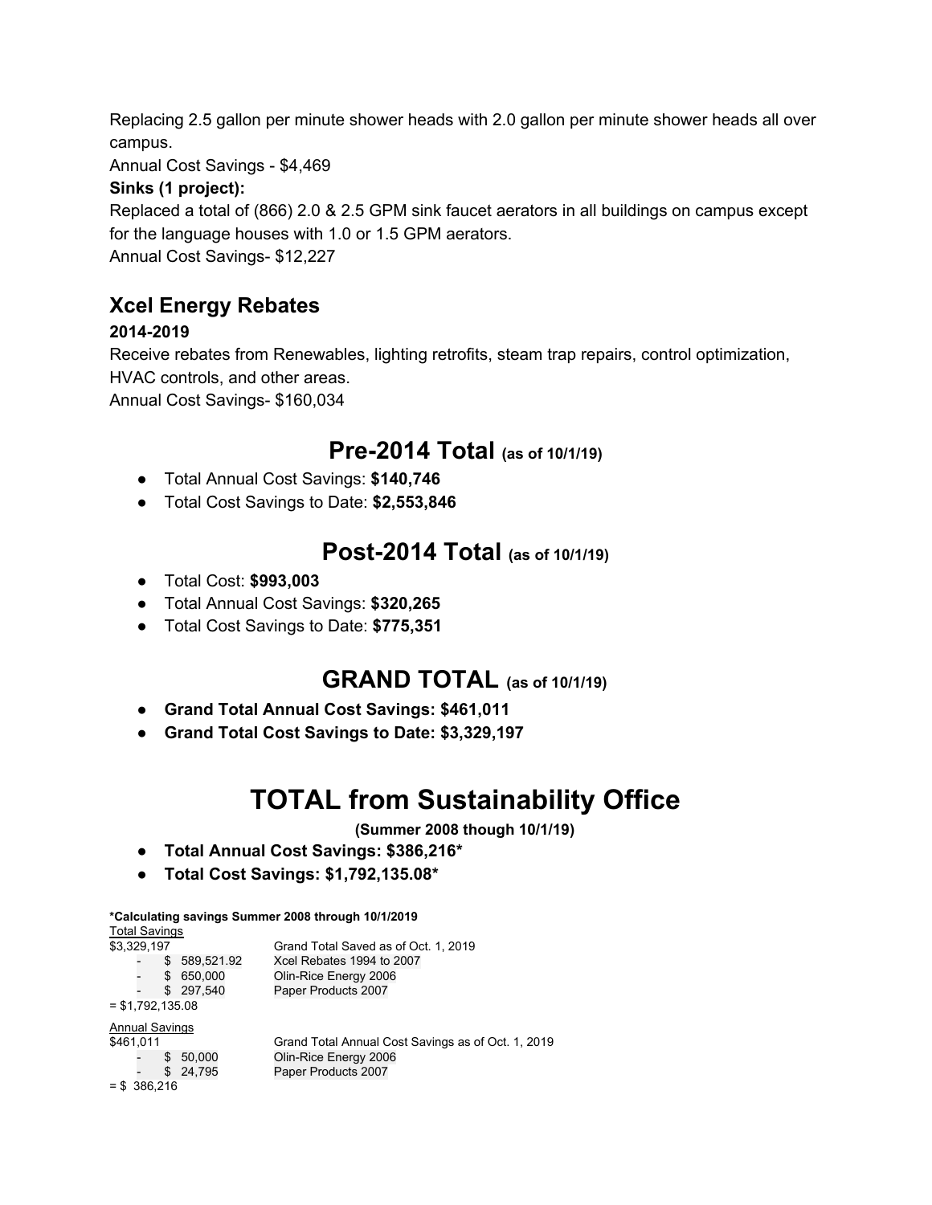Replacing 2.5 gallon per minute shower heads with 2.0 gallon per minute shower heads all over campus.

Annual Cost Savings - $4,469

**Sinks (1 project):**

Replaced a total of (866) 2.0 & 2.5 GPM sink faucet aerators in all buildings on campus except for the language houses with 1.0 or 1.5 GPM aerators.

Annual Cost Savings- $12,227

## Xcel Energy Rebates

**2014-2019**

Receive rebates from Renewables, lighting retrofits, steam trap repairs, control optimization, HVAC controls, and other areas.

Annual Cost Savings- $160,034

## Pre-2014 Total (as of 10/1/19)

- Total Annual Cost Savings: **$140,746**
- Total Cost Savings to Date: **$2,553,846**

## Post-2014 Total (as of 10/1/19)

- Total Cost: **$993,003**
- Total Annual Cost Savings: **$320,265**
- Total Cost Savings to Date: **$775,351**

## GRAND TOTAL (as of 10/1/19)

- **Grand Total Annual Cost Savings: $461,011**
- **Grand Total Cost Savings to Date: $3,329,197**

# TOTAL from Sustainability Office

**(Summer 2008 though 10/1/19)**

- **Total Annual Cost Savings: $386,216***
- **Total Cost Savings: $1,792,135.08***

**\*Calculating savings Summer 2008 through 10/1/2019**

Total Savings

| | |
|---|---|
| $3,329,197 | Grand Total Saved as of Oct. 1, 2019 |
| - $ 589,521.92 | Xcel Rebates 1994 to 2007 |
| - $ 650,000 | Olin-Rice Energy 2006 |
| - $ 297,540 | Paper Products 2007 |
| = $1,792,135.08 | |

Annual Savings

| | |
|---|---|
| $461,011 | Grand Total Annual Cost Savings as of Oct. 1, 2019 |
| - $ 50,000 | Olin-Rice Energy 2006 |
| - $ 24,795 | Paper Products 2007 |
| = $ 386,216 | |